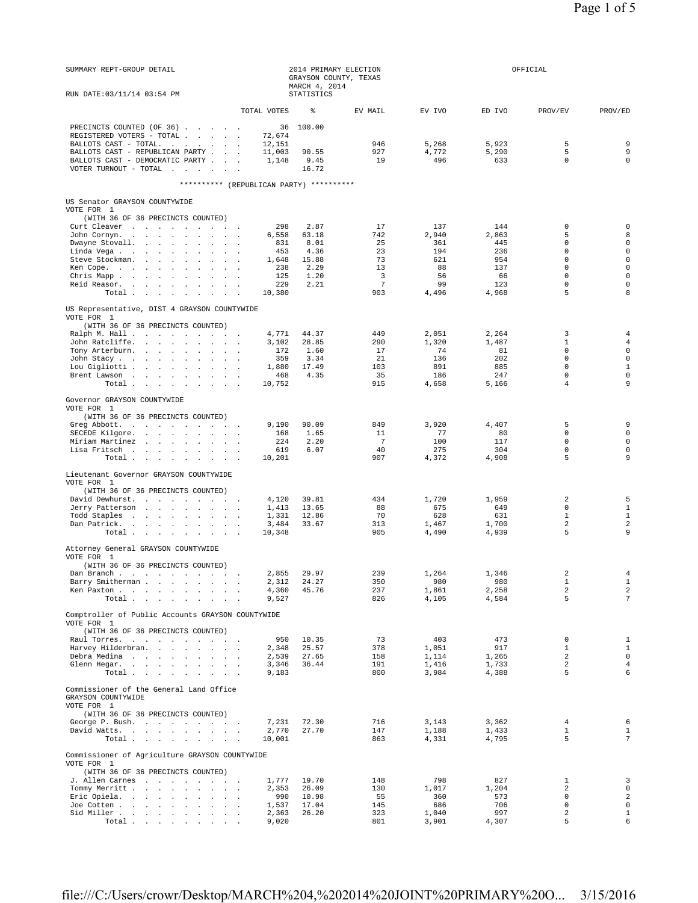SUMMARY REPT-GROUP DETAIL

2014 PRIMARY ELECTION
GRAYSON COUNTY, TEXAS
MARCH 4, 2014
STATISTICS

OFFICIAL

RUN DATE:03/11/14 03:54 PM

| | TOTAL VOTES | % | EV MAIL | EV IVO | ED IVO | PROV/EV | PROV/ED |
|---|---|---|---|---|---|---|---|
| PRECINCTS COUNTED (OF 36) | 36 | 100.00 | | | | | |
| REGISTERED VOTERS - TOTAL | 72,674 | | | | | | |
| BALLOTS CAST - TOTAL. | 12,151 | | 946 | 5,268 | 5,923 | 5 | 9 |
| BALLOTS CAST - REPUBLICAN PARTY | 11,003 | 90.55 | 927 | 4,772 | 5,290 | 5 | 9 |
| BALLOTS CAST - DEMOCRATIC PARTY | 1,148 | 9.45 | 19 | 496 | 633 | 0 | 0 |
| VOTER TURNOUT - TOTAL | | 16.72 | | | | | |

********** (REPUBLICAN PARTY) **********

US Senator GRAYSON COUNTYWIDE
VOTE FOR 1
(WITH 36 OF 36 PRECINCTS COUNTED)

| | TOTAL VOTES | % | EV MAIL | EV IVO | ED IVO | PROV/EV | PROV/ED |
|---|---|---|---|---|---|---|---|
| Curt Cleaver | 298 | 2.87 | 17 | 137 | 144 | 0 | 0 |
| John Cornyn. | 6,558 | 63.18 | 742 | 2,940 | 2,863 | 5 | 8 |
| Dwayne Stovall. | 831 | 8.01 | 25 | 361 | 445 | 0 | 0 |
| Linda Vega | 453 | 4.36 | 23 | 194 | 236 | 0 | 0 |
| Steve Stockman. | 1,648 | 15.88 | 73 | 621 | 954 | 0 | 0 |
| Ken Cope. | 238 | 2.29 | 13 | 88 | 137 | 0 | 0 |
| Chris Mapp | 125 | 1.20 | 3 | 56 | 66 | 0 | 0 |
| Reid Reasor. | 229 | 2.21 | 7 | 99 | 123 | 0 | 0 |
| Total | 10,380 | | 903 | 4,496 | 4,968 | 5 | 8 |

US Representative, DIST 4 GRAYSON COUNTYWIDE
VOTE FOR 1
(WITH 36 OF 36 PRECINCTS COUNTED)

| | TOTAL VOTES | % | EV MAIL | EV IVO | ED IVO | PROV/EV | PROV/ED |
|---|---|---|---|---|---|---|---|
| Ralph M. Hall | 4,771 | 44.37 | 449 | 2,051 | 2,264 | 3 | 4 |
| John Ratcliffe. | 3,102 | 28.85 | 290 | 1,320 | 1,487 | 1 | 4 |
| Tony Arterburn. | 172 | 1.60 | 17 | 74 | 81 | 0 | 0 |
| John Stacy | 359 | 3.34 | 21 | 136 | 202 | 0 | 0 |
| Lou Gigliotti | 1,880 | 17.49 | 103 | 891 | 885 | 0 | 1 |
| Brent Lawson | 468 | 4.35 | 35 | 186 | 247 | 0 | 0 |
| Total | 10,752 | | 915 | 4,658 | 5,166 | 4 | 9 |

Governor GRAYSON COUNTYWIDE
VOTE FOR 1
(WITH 36 OF 36 PRECINCTS COUNTED)

| | TOTAL VOTES | % | EV MAIL | EV IVO | ED IVO | PROV/EV | PROV/ED |
|---|---|---|---|---|---|---|---|
| Greg Abbott. | 9,190 | 90.09 | 849 | 3,920 | 4,407 | 5 | 9 |
| SECEDE Kilgore. | 168 | 1.65 | 11 | 77 | 80 | 0 | 0 |
| Miriam Martinez | 224 | 2.20 | 7 | 100 | 117 | 0 | 0 |
| Lisa Fritsch | 619 | 6.07 | 40 | 275 | 304 | 0 | 0 |
| Total | 10,201 | | 907 | 4,372 | 4,908 | 5 | 9 |

Lieutenant Governor GRAYSON COUNTYWIDE
VOTE FOR 1
(WITH 36 OF 36 PRECINCTS COUNTED)

| | TOTAL VOTES | % | EV MAIL | EV IVO | ED IVO | PROV/EV | PROV/ED |
|---|---|---|---|---|---|---|---|
| David Dewhurst. | 4,120 | 39.81 | 434 | 1,720 | 1,959 | 2 | 5 |
| Jerry Patterson | 1,413 | 13.65 | 88 | 675 | 649 | 0 | 1 |
| Todd Staples | 1,331 | 12.86 | 70 | 628 | 631 | 1 | 1 |
| Dan Patrick. | 3,484 | 33.67 | 313 | 1,467 | 1,700 | 2 | 2 |
| Total | 10,348 | | 905 | 4,490 | 4,939 | 5 | 9 |

Attorney General GRAYSON COUNTYWIDE
VOTE FOR 1
(WITH 36 OF 36 PRECINCTS COUNTED)

| | TOTAL VOTES | % | EV MAIL | EV IVO | ED IVO | PROV/EV | PROV/ED |
|---|---|---|---|---|---|---|---|
| Dan Branch | 2,855 | 29.97 | 239 | 1,264 | 1,346 | 2 | 4 |
| Barry Smitherman | 2,312 | 24.27 | 350 | 980 | 980 | 1 | 1 |
| Ken Paxton | 4,360 | 45.76 | 237 | 1,861 | 2,258 | 2 | 2 |
| Total | 9,527 | | 826 | 4,105 | 4,584 | 5 | 7 |

Comptroller of Public Accounts GRAYSON COUNTYWIDE
VOTE FOR 1
(WITH 36 OF 36 PRECINCTS COUNTED)

| | TOTAL VOTES | % | EV MAIL | EV IVO | ED IVO | PROV/EV | PROV/ED |
|---|---|---|---|---|---|---|---|
| Raul Torres. | 950 | 10.35 | 73 | 403 | 473 | 0 | 1 |
| Harvey Hilderbran. | 2,348 | 25.57 | 378 | 1,051 | 917 | 1 | 1 |
| Debra Medina | 2,539 | 27.65 | 158 | 1,114 | 1,265 | 2 | 0 |
| Glenn Hegar. | 3,346 | 36.44 | 191 | 1,416 | 1,733 | 2 | 4 |
| Total | 9,183 | | 800 | 3,984 | 4,388 | 5 | 6 |

Commissioner of the General Land Office
GRAYSON COUNTYWIDE
VOTE FOR 1
(WITH 36 OF 36 PRECINCTS COUNTED)

| | TOTAL VOTES | % | EV MAIL | EV IVO | ED IVO | PROV/EV | PROV/ED |
|---|---|---|---|---|---|---|---|
| George P. Bush. | 7,231 | 72.30 | 716 | 3,143 | 3,362 | 4 | 6 |
| David Watts. | 2,770 | 27.70 | 147 | 1,188 | 1,433 | 1 | 1 |
| Total | 10,001 | | 863 | 4,331 | 4,795 | 5 | 7 |

Commissioner of Agriculture GRAYSON COUNTYWIDE
VOTE FOR 1
(WITH 36 OF 36 PRECINCTS COUNTED)

| | TOTAL VOTES | % | EV MAIL | EV IVO | ED IVO | PROV/EV | PROV/ED |
|---|---|---|---|---|---|---|---|
| J. Allen Carnes | 1,777 | 19.70 | 148 | 798 | 827 | 1 | 3 |
| Tommy Merritt | 2,353 | 26.09 | 130 | 1,017 | 1,204 | 2 | 0 |
| Eric Opiela. | 990 | 10.98 | 55 | 360 | 573 | 0 | 2 |
| Joe Cotten | 1,537 | 17.04 | 145 | 686 | 706 | 0 | 0 |
| Sid Miller | 2,363 | 26.20 | 323 | 1,040 | 997 | 2 | 1 |
| Total | 9,020 | | 801 | 3,901 | 4,307 | 5 | 6 |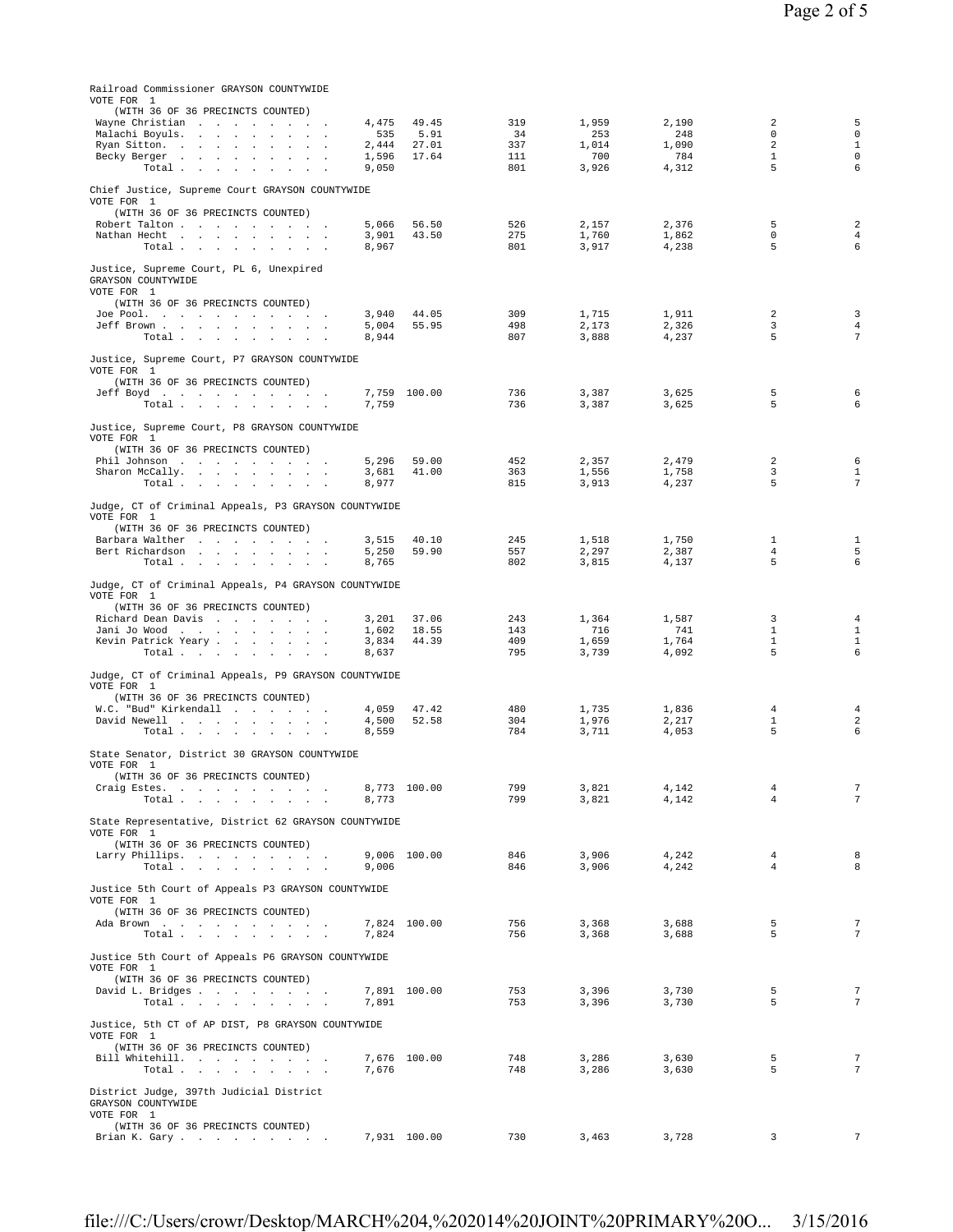Railroad Commissioner GRAYSON COUNTYWIDE
VOTE FOR 1
(WITH 36 OF 36 PRECINCTS COUNTED)

| | | | | | | | |
|---|---|---|---|---|---|---|---|
| Wayne Christian | 4,475 | 49.45 | 319 | 1,959 | 2,190 | 2 | 5 |
| Malachi Boyuls. | 535 | 5.91 | 34 | 253 | 248 | 0 | 0 |
| Ryan Sitton. | 2,444 | 27.01 | 337 | 1,014 | 1,090 | 2 | 1 |
| Becky Berger | 1,596 | 17.64 | 111 | 700 | 784 | 1 | 0 |
| Total | 9,050 | | 801 | 3,926 | 4,312 | 5 | 6 |

Chief Justice, Supreme Court GRAYSON COUNTYWIDE
VOTE FOR 1
(WITH 36 OF 36 PRECINCTS COUNTED)

| | | | | | | | |
|---|---|---|---|---|---|---|---|
| Robert Talton | 5,066 | 56.50 | 526 | 2,157 | 2,376 | 5 | 2 |
| Nathan Hecht | 3,901 | 43.50 | 275 | 1,760 | 1,862 | 0 | 4 |
| Total | 8,967 | | 801 | 3,917 | 4,238 | 5 | 6 |

Justice, Supreme Court, PL 6, Unexpired
GRAYSON COUNTYWIDE
VOTE FOR 1
(WITH 36 OF 36 PRECINCTS COUNTED)

| | | | | | | | |
|---|---|---|---|---|---|---|---|
| Joe Pool. | 3,940 | 44.05 | 309 | 1,715 | 1,911 | 2 | 3 |
| Jeff Brown | 5,004 | 55.95 | 498 | 2,173 | 2,326 | 3 | 4 |
| Total | 8,944 | | 807 | 3,888 | 4,237 | 5 | 7 |

Justice, Supreme Court, P7 GRAYSON COUNTYWIDE
VOTE FOR 1
(WITH 36 OF 36 PRECINCTS COUNTED)

| | | | | | | | |
|---|---|---|---|---|---|---|---|
| Jeff Boyd | 7,759 | 100.00 | 736 | 3,387 | 3,625 | 5 | 6 |
| Total | 7,759 | | 736 | 3,387 | 3,625 | 5 | 6 |

Justice, Supreme Court, P8 GRAYSON COUNTYWIDE
VOTE FOR 1
(WITH 36 OF 36 PRECINCTS COUNTED)

| | | | | | | | |
|---|---|---|---|---|---|---|---|
| Phil Johnson | 5,296 | 59.00 | 452 | 2,357 | 2,479 | 2 | 6 |
| Sharon McCally. | 3,681 | 41.00 | 363 | 1,556 | 1,758 | 3 | 1 |
| Total | 8,977 | | 815 | 3,913 | 4,237 | 5 | 7 |

Judge, CT of Criminal Appeals, P3 GRAYSON COUNTYWIDE
VOTE FOR 1
(WITH 36 OF 36 PRECINCTS COUNTED)

| | | | | | | | |
|---|---|---|---|---|---|---|---|
| Barbara Walther | 3,515 | 40.10 | 245 | 1,518 | 1,750 | 1 | 1 |
| Bert Richardson | 5,250 | 59.90 | 557 | 2,297 | 2,387 | 4 | 5 |
| Total | 8,765 | | 802 | 3,815 | 4,137 | 5 | 6 |

Judge, CT of Criminal Appeals, P4 GRAYSON COUNTYWIDE
VOTE FOR 1
(WITH 36 OF 36 PRECINCTS COUNTED)

| | | | | | | | |
|---|---|---|---|---|---|---|---|
| Richard Dean Davis | 3,201 | 37.06 | 243 | 1,364 | 1,587 | 3 | 4 |
| Jani Jo Wood | 1,602 | 18.55 | 143 | 716 | 741 | 1 | 1 |
| Kevin Patrick Yeary | 3,834 | 44.39 | 409 | 1,659 | 1,764 | 1 | 1 |
| Total | 8,637 | | 795 | 3,739 | 4,092 | 5 | 6 |

Judge, CT of Criminal Appeals, P9 GRAYSON COUNTYWIDE
VOTE FOR 1
(WITH 36 OF 36 PRECINCTS COUNTED)

| | | | | | | | |
|---|---|---|---|---|---|---|---|
| W.C. "Bud" Kirkendall | 4,059 | 47.42 | 480 | 1,735 | 1,836 | 4 | 4 |
| David Newell | 4,500 | 52.58 | 304 | 1,976 | 2,217 | 1 | 2 |
| Total | 8,559 | | 784 | 3,711 | 4,053 | 5 | 6 |

State Senator, District 30 GRAYSON COUNTYWIDE
VOTE FOR 1
(WITH 36 OF 36 PRECINCTS COUNTED)

| | | | | | | | |
|---|---|---|---|---|---|---|---|
| Craig Estes. | 8,773 | 100.00 | 799 | 3,821 | 4,142 | 4 | 7 |
| Total | 8,773 | | 799 | 3,821 | 4,142 | 4 | 7 |

State Representative, District 62 GRAYSON COUNTYWIDE
VOTE FOR 1
(WITH 36 OF 36 PRECINCTS COUNTED)

| | | | | | | | |
|---|---|---|---|---|---|---|---|
| Larry Phillips. | 9,006 | 100.00 | 846 | 3,906 | 4,242 | 4 | 8 |
| Total | 9,006 | | 846 | 3,906 | 4,242 | 4 | 8 |

Justice 5th Court of Appeals P3 GRAYSON COUNTYWIDE
VOTE FOR 1
(WITH 36 OF 36 PRECINCTS COUNTED)

| | | | | | | | |
|---|---|---|---|---|---|---|---|
| Ada Brown | 7,824 | 100.00 | 756 | 3,368 | 3,688 | 5 | 7 |
| Total | 7,824 | | 756 | 3,368 | 3,688 | 5 | 7 |

Justice 5th Court of Appeals P6 GRAYSON COUNTYWIDE
VOTE FOR 1
(WITH 36 OF 36 PRECINCTS COUNTED)

| | | | | | | | |
|---|---|---|---|---|---|---|---|
| David L. Bridges | 7,891 | 100.00 | 753 | 3,396 | 3,730 | 5 | 7 |
| Total | 7,891 | | 753 | 3,396 | 3,730 | 5 | 7 |

Justice, 5th CT of AP DIST, P8 GRAYSON COUNTYWIDE
VOTE FOR 1
(WITH 36 OF 36 PRECINCTS COUNTED)

| | | | | | | | |
|---|---|---|---|---|---|---|---|
| Bill Whitehill. | 7,676 | 100.00 | 748 | 3,286 | 3,630 | 5 | 7 |
| Total | 7,676 | | 748 | 3,286 | 3,630 | 5 | 7 |

District Judge, 397th Judicial District
GRAYSON COUNTYWIDE
VOTE FOR 1
(WITH 36 OF 36 PRECINCTS COUNTED)

| | | | | | | | |
|---|---|---|---|---|---|---|---|
| Brian K. Gary | 7,931 | 100.00 | 730 | 3,463 | 3,728 | 3 | 7 |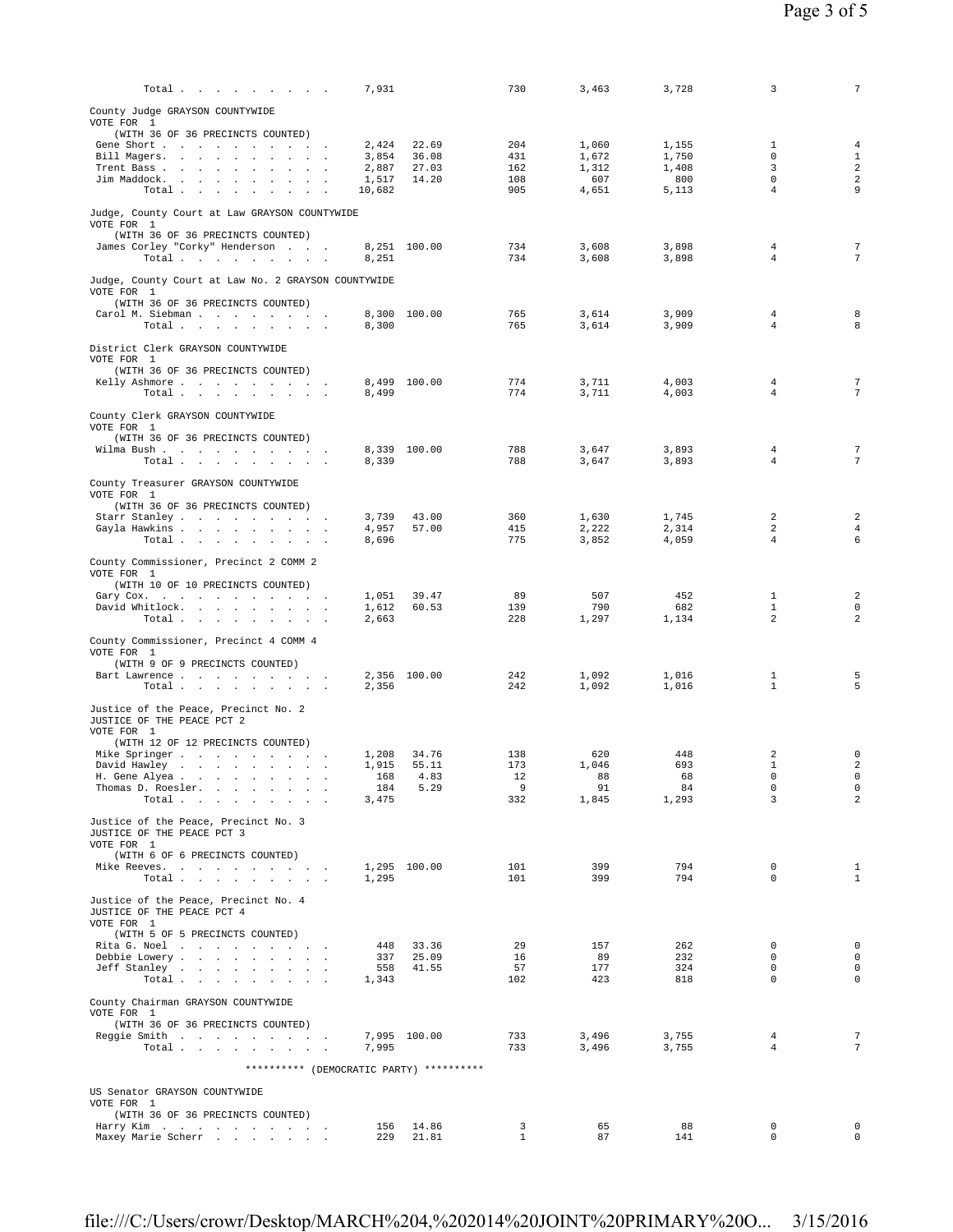| | Votes | % | | | | | |
|---|---|---|---|---|---|---|---|
| Total | 7,931 | | 730 | 3,463 | 3,728 | 3 | 7 |

County Judge GRAYSON COUNTYWIDE
VOTE FOR 1
(WITH 36 OF 36 PRECINCTS COUNTED)

| Candidate | Votes | % | | | | | |
|---|---|---|---|---|---|---|---|
| Gene Short | 2,424 | 22.69 | 204 | 1,060 | 1,155 | 1 | 4 |
| Bill Magers | 3,854 | 36.08 | 431 | 1,672 | 1,750 | 0 | 1 |
| Trent Bass | 2,887 | 27.03 | 162 | 1,312 | 1,408 | 3 | 2 |
| Jim Maddock | 1,517 | 14.20 | 108 | 607 | 800 | 0 | 2 |
| Total | 10,682 | | 905 | 4,651 | 5,113 | 4 | 9 |

Judge, County Court at Law GRAYSON COUNTYWIDE
VOTE FOR 1
(WITH 36 OF 36 PRECINCTS COUNTED)

| Candidate | Votes | % | | | | | |
|---|---|---|---|---|---|---|---|
| James Corley "Corky" Henderson | 8,251 | 100.00 | 734 | 3,608 | 3,898 | 4 | 7 |
| Total | 8,251 | | 734 | 3,608 | 3,898 | 4 | 7 |

Judge, County Court at Law No. 2 GRAYSON COUNTYWIDE
VOTE FOR 1
(WITH 36 OF 36 PRECINCTS COUNTED)

| Candidate | Votes | % | | | | | |
|---|---|---|---|---|---|---|---|
| Carol M. Siebman | 8,300 | 100.00 | 765 | 3,614 | 3,909 | 4 | 8 |
| Total | 8,300 | | 765 | 3,614 | 3,909 | 4 | 8 |

District Clerk GRAYSON COUNTYWIDE
VOTE FOR 1
(WITH 36 OF 36 PRECINCTS COUNTED)

| Candidate | Votes | % | | | | | |
|---|---|---|---|---|---|---|---|
| Kelly Ashmore | 8,499 | 100.00 | 774 | 3,711 | 4,003 | 4 | 7 |
| Total | 8,499 | | 774 | 3,711 | 4,003 | 4 | 7 |

County Clerk GRAYSON COUNTYWIDE
VOTE FOR 1
(WITH 36 OF 36 PRECINCTS COUNTED)

| Candidate | Votes | % | | | | | |
|---|---|---|---|---|---|---|---|
| Wilma Bush | 8,339 | 100.00 | 788 | 3,647 | 3,893 | 4 | 7 |
| Total | 8,339 | | 788 | 3,647 | 3,893 | 4 | 7 |

County Treasurer GRAYSON COUNTYWIDE
VOTE FOR 1
(WITH 36 OF 36 PRECINCTS COUNTED)

| Candidate | Votes | % | | | | | |
|---|---|---|---|---|---|---|---|
| Starr Stanley | 3,739 | 43.00 | 360 | 1,630 | 1,745 | 2 | 2 |
| Gayla Hawkins | 4,957 | 57.00 | 415 | 2,222 | 2,314 | 2 | 4 |
| Total | 8,696 | | 775 | 3,852 | 4,059 | 4 | 6 |

County Commissioner, Precinct 2 COMM 2
VOTE FOR 1
(WITH 10 OF 10 PRECINCTS COUNTED)

| Candidate | Votes | % | | | | | |
|---|---|---|---|---|---|---|---|
| Gary Cox | 1,051 | 39.47 | 89 | 507 | 452 | 1 | 2 |
| David Whitlock | 1,612 | 60.53 | 139 | 790 | 682 | 1 | 0 |
| Total | 2,663 | | 228 | 1,297 | 1,134 | 2 | 2 |

County Commissioner, Precinct 4 COMM 4
VOTE FOR 1
(WITH 9 OF 9 PRECINCTS COUNTED)

| Candidate | Votes | % | | | | | |
|---|---|---|---|---|---|---|---|
| Bart Lawrence | 2,356 | 100.00 | 242 | 1,092 | 1,016 | 1 | 5 |
| Total | 2,356 | | 242 | 1,092 | 1,016 | 1 | 5 |

Justice of the Peace, Precinct No. 2
JUSTICE OF THE PEACE PCT 2
VOTE FOR 1
(WITH 12 OF 12 PRECINCTS COUNTED)

| Candidate | Votes | % | | | | | |
|---|---|---|---|---|---|---|---|
| Mike Springer | 1,208 | 34.76 | 138 | 620 | 448 | 2 | 0 |
| David Hawley | 1,915 | 55.11 | 173 | 1,046 | 693 | 1 | 2 |
| H. Gene Alyea | 168 | 4.83 | 12 | 88 | 68 | 0 | 0 |
| Thomas D. Roesler | 184 | 5.29 | 9 | 91 | 84 | 0 | 0 |
| Total | 3,475 | | 332 | 1,845 | 1,293 | 3 | 2 |

Justice of the Peace, Precinct No. 3
JUSTICE OF THE PEACE PCT 3
VOTE FOR 1
(WITH 6 OF 6 PRECINCTS COUNTED)

| Candidate | Votes | % | | | | | |
|---|---|---|---|---|---|---|---|
| Mike Reeves | 1,295 | 100.00 | 101 | 399 | 794 | 0 | 1 |
| Total | 1,295 | | 101 | 399 | 794 | 0 | 1 |

Justice of the Peace, Precinct No. 4
JUSTICE OF THE PEACE PCT 4
VOTE FOR 1
(WITH 5 OF 5 PRECINCTS COUNTED)

| Candidate | Votes | % | | | | | |
|---|---|---|---|---|---|---|---|
| Rita G. Noel | 448 | 33.36 | 29 | 157 | 262 | 0 | 0 |
| Debbie Lowery | 337 | 25.09 | 16 | 89 | 232 | 0 | 0 |
| Jeff Stanley | 558 | 41.55 | 57 | 177 | 324 | 0 | 0 |
| Total | 1,343 | | 102 | 423 | 818 | 0 | 0 |

County Chairman GRAYSON COUNTYWIDE
VOTE FOR 1
(WITH 36 OF 36 PRECINCTS COUNTED)

| Candidate | Votes | % | | | | | |
|---|---|---|---|---|---|---|---|
| Reggie Smith | 7,995 | 100.00 | 733 | 3,496 | 3,755 | 4 | 7 |
| Total | 7,995 | | 733 | 3,496 | 3,755 | 4 | 7 |

********** (DEMOCRATIC PARTY) **********

US Senator GRAYSON COUNTYWIDE
VOTE FOR 1
(WITH 36 OF 36 PRECINCTS COUNTED)

| Candidate | Votes | % | | | | | |
|---|---|---|---|---|---|---|---|
| Harry Kim | 156 | 14.86 | 3 | 65 | 88 | 0 | 0 |
| Maxey Marie Scherr | 229 | 21.81 | 1 | 87 | 141 | 0 | 0 |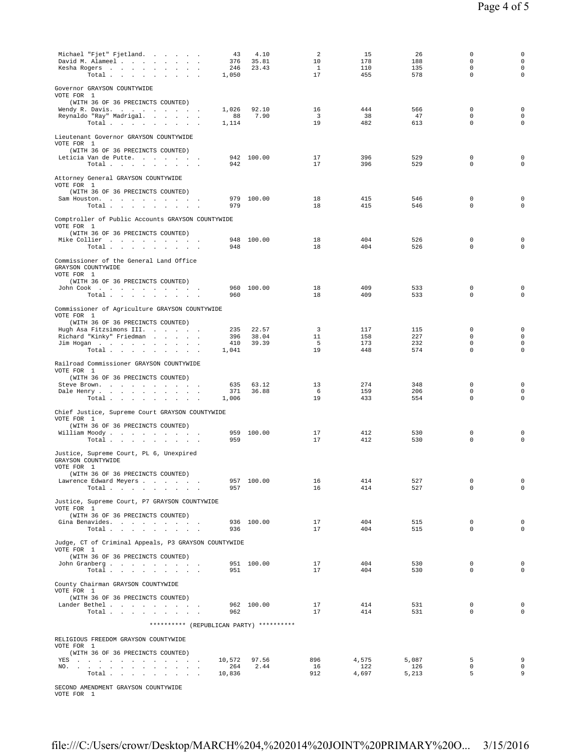| Candidate | Votes | Percent | | | | | |
|---|---|---|---|---|---|---|---|
| Michael "Fjet" Fjetland | 43 | 4.10 | 2 | 15 | 26 | 0 | 0 |
| David M. Alameel | 376 | 35.81 | 10 | 178 | 188 | 0 | 0 |
| Kesha Rogers | 246 | 23.43 | 1 | 110 | 135 | 0 | 0 |
| Total | 1,050 | | 17 | 455 | 578 | 0 | 0 |

Governor GRAYSON COUNTYWIDE
VOTE FOR 1
(WITH 36 OF 36 PRECINCTS COUNTED)

| Candidate | Votes | Percent | | | | | |
|---|---|---|---|---|---|---|---|
| Wendy R. Davis | 1,026 | 92.10 | 16 | 444 | 566 | 0 | 0 |
| Reynaldo "Ray" Madrigal | 88 | 7.90 | 3 | 38 | 47 | 0 | 0 |
| Total | 1,114 | | 19 | 482 | 613 | 0 | 0 |

Lieutenant Governor GRAYSON COUNTYWIDE
VOTE FOR 1
(WITH 36 OF 36 PRECINCTS COUNTED)

| Candidate | Votes | Percent | | | | | |
|---|---|---|---|---|---|---|---|
| Leticia Van de Putte | 942 | 100.00 | 17 | 396 | 529 | 0 | 0 |
| Total | 942 | | 17 | 396 | 529 | 0 | 0 |

Attorney General GRAYSON COUNTYWIDE
VOTE FOR 1
(WITH 36 OF 36 PRECINCTS COUNTED)

| Candidate | Votes | Percent | | | | | |
|---|---|---|---|---|---|---|---|
| Sam Houston | 979 | 100.00 | 18 | 415 | 546 | 0 | 0 |
| Total | 979 | | 18 | 415 | 546 | 0 | 0 |

Comptroller of Public Accounts GRAYSON COUNTYWIDE
VOTE FOR 1
(WITH 36 OF 36 PRECINCTS COUNTED)

| Candidate | Votes | Percent | | | | | |
|---|---|---|---|---|---|---|---|
| Mike Collier | 948 | 100.00 | 18 | 404 | 526 | 0 | 0 |
| Total | 948 | | 18 | 404 | 526 | 0 | 0 |

Commissioner of the General Land Office
GRAYSON COUNTYWIDE
VOTE FOR 1
(WITH 36 OF 36 PRECINCTS COUNTED)

| Candidate | Votes | Percent | | | | | |
|---|---|---|---|---|---|---|---|
| John Cook | 960 | 100.00 | 18 | 409 | 533 | 0 | 0 |
| Total | 960 | | 18 | 409 | 533 | 0 | 0 |

Commissioner of Agriculture GRAYSON COUNTYWIDE
VOTE FOR 1
(WITH 36 OF 36 PRECINCTS COUNTED)

| Candidate | Votes | Percent | | | | | |
|---|---|---|---|---|---|---|---|
| Hugh Asa Fitzsimons III. | 235 | 22.57 | 3 | 117 | 115 | 0 | 0 |
| Richard "Kinky" Friedman | 396 | 38.04 | 11 | 158 | 227 | 0 | 0 |
| Jim Hogan | 410 | 39.39 | 5 | 173 | 232 | 0 | 0 |
| Total | 1,041 | | 19 | 448 | 574 | 0 | 0 |

Railroad Commissioner GRAYSON COUNTYWIDE
VOTE FOR 1
(WITH 36 OF 36 PRECINCTS COUNTED)

| Candidate | Votes | Percent | | | | | |
|---|---|---|---|---|---|---|---|
| Steve Brown | 635 | 63.12 | 13 | 274 | 348 | 0 | 0 |
| Dale Henry | 371 | 36.88 | 6 | 159 | 206 | 0 | 0 |
| Total | 1,006 | | 19 | 433 | 554 | 0 | 0 |

Chief Justice, Supreme Court GRAYSON COUNTYWIDE
VOTE FOR 1
(WITH 36 OF 36 PRECINCTS COUNTED)

| Candidate | Votes | Percent | | | | | |
|---|---|---|---|---|---|---|---|
| William Moody | 959 | 100.00 | 17 | 412 | 530 | 0 | 0 |
| Total | 959 | | 17 | 412 | 530 | 0 | 0 |

Justice, Supreme Court, PL 6, Unexpired
GRAYSON COUNTYWIDE
VOTE FOR 1
(WITH 36 OF 36 PRECINCTS COUNTED)

| Candidate | Votes | Percent | | | | | |
|---|---|---|---|---|---|---|---|
| Lawrence Edward Meyers | 957 | 100.00 | 16 | 414 | 527 | 0 | 0 |
| Total | 957 | | 16 | 414 | 527 | 0 | 0 |

Justice, Supreme Court, P7 GRAYSON COUNTYWIDE
VOTE FOR 1
(WITH 36 OF 36 PRECINCTS COUNTED)

| Candidate | Votes | Percent | | | | | |
|---|---|---|---|---|---|---|---|
| Gina Benavides | 936 | 100.00 | 17 | 404 | 515 | 0 | 0 |
| Total | 936 | | 17 | 404 | 515 | 0 | 0 |

Judge, CT of Criminal Appeals, P3 GRAYSON COUNTYWIDE
VOTE FOR 1
(WITH 36 OF 36 PRECINCTS COUNTED)

| Candidate | Votes | Percent | | | | | |
|---|---|---|---|---|---|---|---|
| John Granberg | 951 | 100.00 | 17 | 404 | 530 | 0 | 0 |
| Total | 951 | | 17 | 404 | 530 | 0 | 0 |

County Chairman GRAYSON COUNTYWIDE
VOTE FOR 1
(WITH 36 OF 36 PRECINCTS COUNTED)

| Candidate | Votes | Percent | | | | | |
|---|---|---|---|---|---|---|---|
| Lander Bethel | 962 | 100.00 | 17 | 414 | 531 | 0 | 0 |
| Total | 962 | | 17 | 414 | 531 | 0 | 0 |

********** (REPUBLICAN PARTY) **********

RELIGIOUS FREEDOM GRAYSON COUNTYWIDE
VOTE FOR 1
(WITH 36 OF 36 PRECINCTS COUNTED)

| Choice | Votes | Percent | | | | | |
|---|---|---|---|---|---|---|---|
| YES | 10,572 | 97.56 | 896 | 4,575 | 5,087 | 5 | 9 |
| NO. | 264 | 2.44 | 16 | 122 | 126 | 0 | 0 |
| Total | 10,836 | | 912 | 4,697 | 5,213 | 5 | 9 |

SECOND AMENDMENT GRAYSON COUNTYWIDE
VOTE FOR 1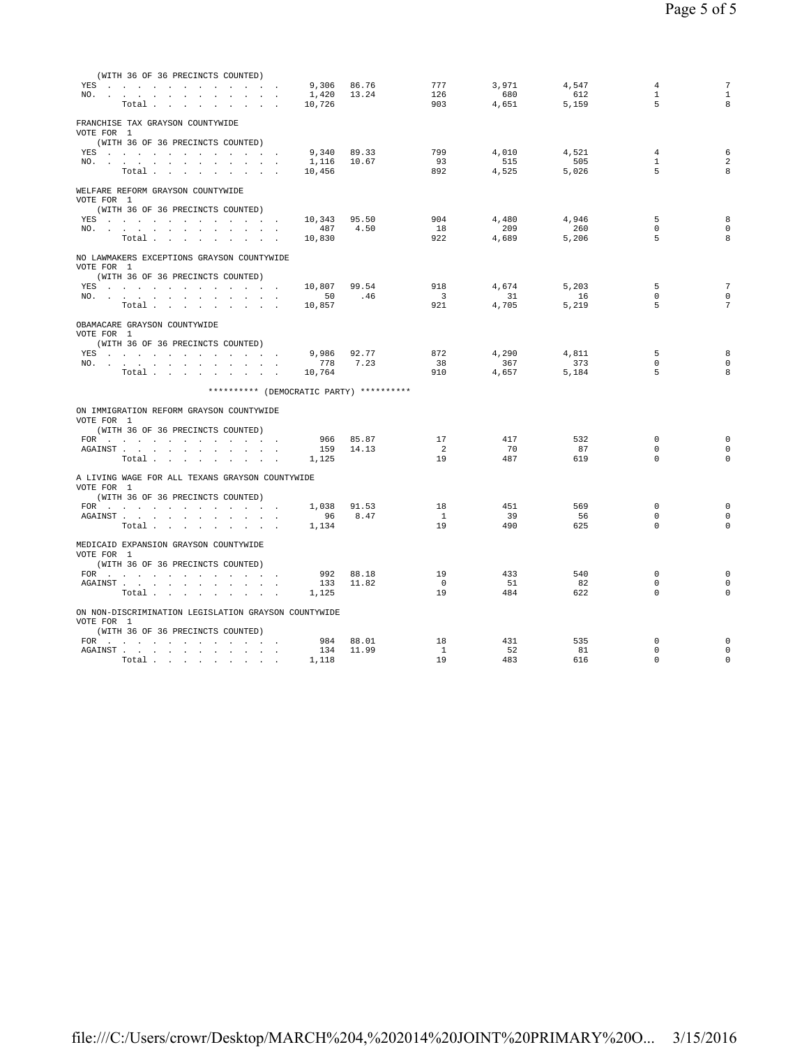(WITH 36 OF 36 PRECINCTS COUNTED)

| | | | | | | | |
|---|---|---|---|---|---|---|---|
| YES | 9,306 | 86.76 | 777 | 3,971 | 4,547 | 4 | 7 |
| NO. | 1,420 | 13.24 | 126 | 680 | 612 | 1 | 1 |
| Total | 10,726 | | 903 | 4,651 | 5,159 | 5 | 8 |

FRANCHISE TAX GRAYSON COUNTYWIDE
VOTE FOR 1
(WITH 36 OF 36 PRECINCTS COUNTED)

| | | | | | | | |
|---|---|---|---|---|---|---|---|
| YES | 9,340 | 89.33 | 799 | 4,010 | 4,521 | 4 | 6 |
| NO. | 1,116 | 10.67 | 93 | 515 | 505 | 1 | 2 |
| Total | 10,456 | | 892 | 4,525 | 5,026 | 5 | 8 |

WELFARE REFORM GRAYSON COUNTYWIDE
VOTE FOR 1
(WITH 36 OF 36 PRECINCTS COUNTED)

| | | | | | | | |
|---|---|---|---|---|---|---|---|
| YES | 10,343 | 95.50 | 904 | 4,480 | 4,946 | 5 | 8 |
| NO. | 487 | 4.50 | 18 | 209 | 260 | 0 | 0 |
| Total | 10,830 | | 922 | 4,689 | 5,206 | 5 | 8 |

NO LAWMAKERS EXCEPTIONS GRAYSON COUNTYWIDE
VOTE FOR 1
(WITH 36 OF 36 PRECINCTS COUNTED)

| | | | | | | | |
|---|---|---|---|---|---|---|---|
| YES | 10,807 | 99.54 | 918 | 4,674 | 5,203 | 5 | 7 |
| NO. | 50 | .46 | 3 | 31 | 16 | 0 | 0 |
| Total | 10,857 | | 921 | 4,705 | 5,219 | 5 | 7 |

OBAMACARE GRAYSON COUNTYWIDE
VOTE FOR 1
(WITH 36 OF 36 PRECINCTS COUNTED)

| | | | | | | | |
|---|---|---|---|---|---|---|---|
| YES | 9,986 | 92.77 | 872 | 4,290 | 4,811 | 5 | 8 |
| NO. | 778 | 7.23 | 38 | 367 | 373 | 0 | 0 |
| Total | 10,764 | | 910 | 4,657 | 5,184 | 5 | 8 |

********** (DEMOCRATIC PARTY) **********

ON IMMIGRATION REFORM GRAYSON COUNTYWIDE
VOTE FOR 1
(WITH 36 OF 36 PRECINCTS COUNTED)

| | | | | | | | |
|---|---|---|---|---|---|---|---|
| FOR | 966 | 85.87 | 17 | 417 | 532 | 0 | 0 |
| AGAINST | 159 | 14.13 | 2 | 70 | 87 | 0 | 0 |
| Total | 1,125 | | 19 | 487 | 619 | 0 | 0 |

A LIVING WAGE FOR ALL TEXANS GRAYSON COUNTYWIDE
VOTE FOR 1
(WITH 36 OF 36 PRECINCTS COUNTED)

| | | | | | | | |
|---|---|---|---|---|---|---|---|
| FOR | 1,038 | 91.53 | 18 | 451 | 569 | 0 | 0 |
| AGAINST | 96 | 8.47 | 1 | 39 | 56 | 0 | 0 |
| Total | 1,134 | | 19 | 490 | 625 | 0 | 0 |

MEDICAID EXPANSION GRAYSON COUNTYWIDE
VOTE FOR 1
(WITH 36 OF 36 PRECINCTS COUNTED)

| | | | | | | | |
|---|---|---|---|---|---|---|---|
| FOR | 992 | 88.18 | 19 | 433 | 540 | 0 | 0 |
| AGAINST | 133 | 11.82 | 0 | 51 | 82 | 0 | 0 |
| Total | 1,125 | | 19 | 484 | 622 | 0 | 0 |

ON NON-DISCRIMINATION LEGISLATION GRAYSON COUNTYWIDE
VOTE FOR 1
(WITH 36 OF 36 PRECINCTS COUNTED)

| | | | | | | | |
|---|---|---|---|---|---|---|---|
| FOR | 984 | 88.01 | 18 | 431 | 535 | 0 | 0 |
| AGAINST | 134 | 11.99 | 1 | 52 | 81 | 0 | 0 |
| Total | 1,118 | | 19 | 483 | 616 | 0 | 0 |